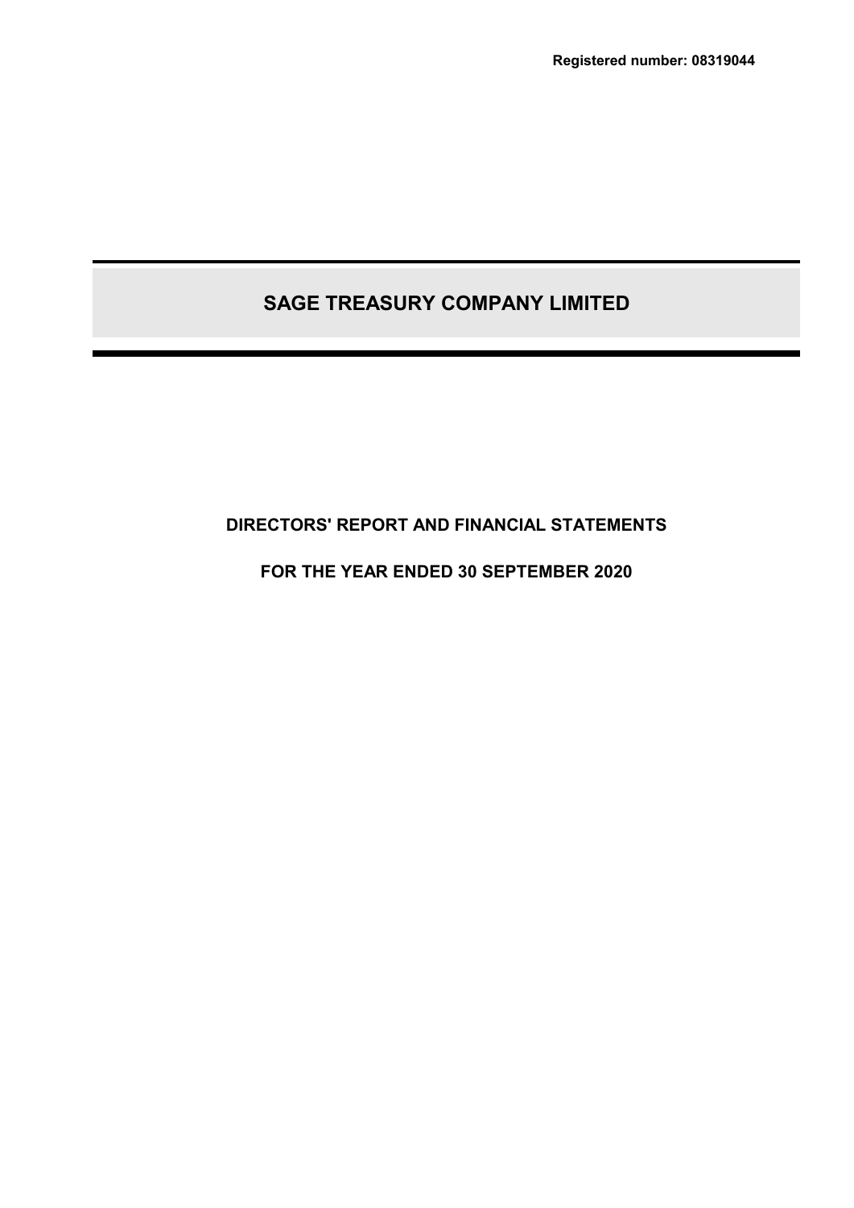**Registered number: 08319044**

# SAGE TREASURY COMPANY LIMITED

**DIRECTORS' REPORT AND FINANCIAL STATEMENTS**

**FOR THE YEAR ENDED 30 SEPTEMBER 2020**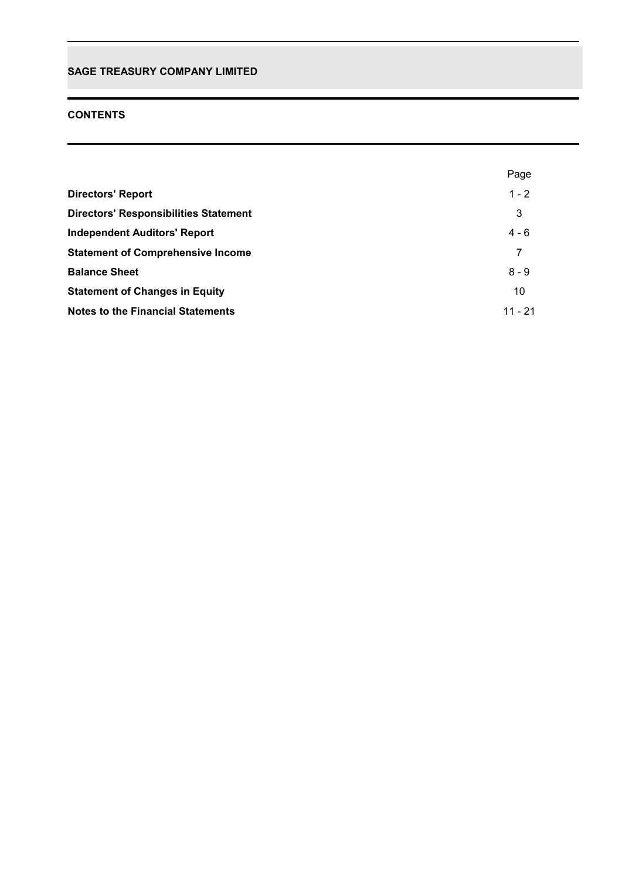**SAGE TREASURY COMPANY LIMITED**

## CONTENTS

| | Page |
|---|---|
| **Directors' Report** | 1 - 2 |
| **Directors' Responsibilities Statement** | 3 |
| **Independent Auditors' Report** | 4 - 6 |
| **Statement of Comprehensive Income** | 7 |
| **Balance Sheet** | 8 - 9 |
| **Statement of Changes in Equity** | 10 |
| **Notes to the Financial Statements** | 11 - 21 |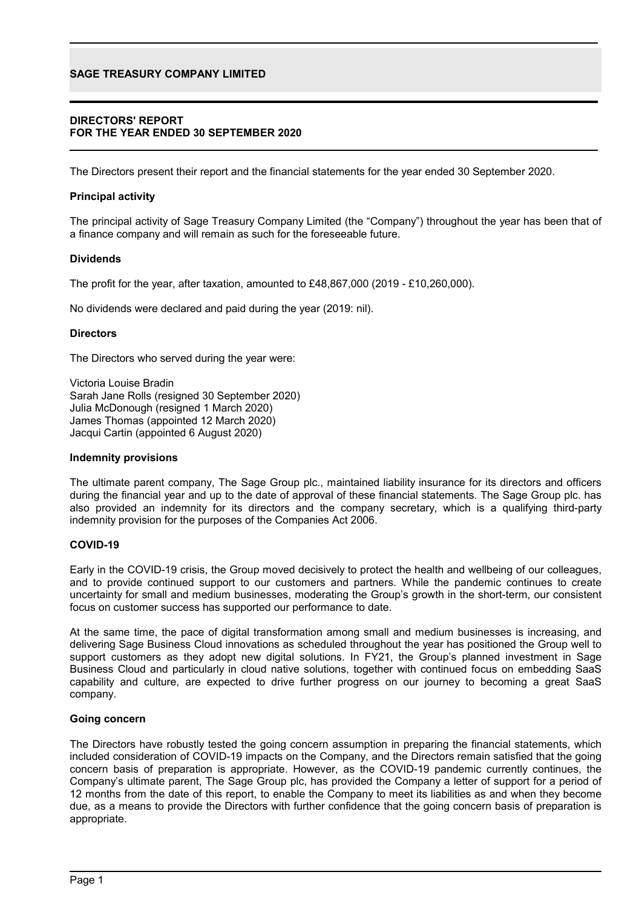# SAGE TREASURY COMPANY LIMITED

## DIRECTORS' REPORT
## FOR THE YEAR ENDED 30 SEPTEMBER 2020

The Directors present their report and the financial statements for the year ended 30 September 2020.

### Principal activity

The principal activity of Sage Treasury Company Limited (the "Company") throughout the year has been that of a finance company and will remain as such for the foreseeable future.

### Dividends

The profit for the year, after taxation, amounted to £48,867,000 (2019 - £10,260,000).

No dividends were declared and paid during the year (2019: nil).

### Directors

The Directors who served during the year were:

Victoria Louise Bradin
Sarah Jane Rolls (resigned 30 September 2020)
Julia McDonough (resigned 1 March 2020)
James Thomas (appointed 12 March 2020)
Jacqui Cartin (appointed 6 August 2020)

### Indemnity provisions

The ultimate parent company, The Sage Group plc., maintained liability insurance for its directors and officers during the financial year and up to the date of approval of these financial statements. The Sage Group plc. has also provided an indemnity for its directors and the company secretary, which is a qualifying third-party indemnity provision for the purposes of the Companies Act 2006.

### COVID-19

Early in the COVID-19 crisis, the Group moved decisively to protect the health and wellbeing of our colleagues, and to provide continued support to our customers and partners. While the pandemic continues to create uncertainty for small and medium businesses, moderating the Group's growth in the short-term, our consistent focus on customer success has supported our performance to date.

At the same time, the pace of digital transformation among small and medium businesses is increasing, and delivering Sage Business Cloud innovations as scheduled throughout the year has positioned the Group well to support customers as they adopt new digital solutions. In FY21, the Group's planned investment in Sage Business Cloud and particularly in cloud native solutions, together with continued focus on embedding SaaS capability and culture, are expected to drive further progress on our journey to becoming a great SaaS company.

### Going concern

The Directors have robustly tested the going concern assumption in preparing the financial statements, which included consideration of COVID-19 impacts on the Company, and the Directors remain satisfied that the going concern basis of preparation is appropriate. However, as the COVID-19 pandemic currently continues, the Company's ultimate parent, The Sage Group plc, has provided the Company a letter of support for a period of 12 months from the date of this report, to enable the Company to meet its liabilities as and when they become due, as a means to provide the Directors with further confidence that the going concern basis of preparation is appropriate.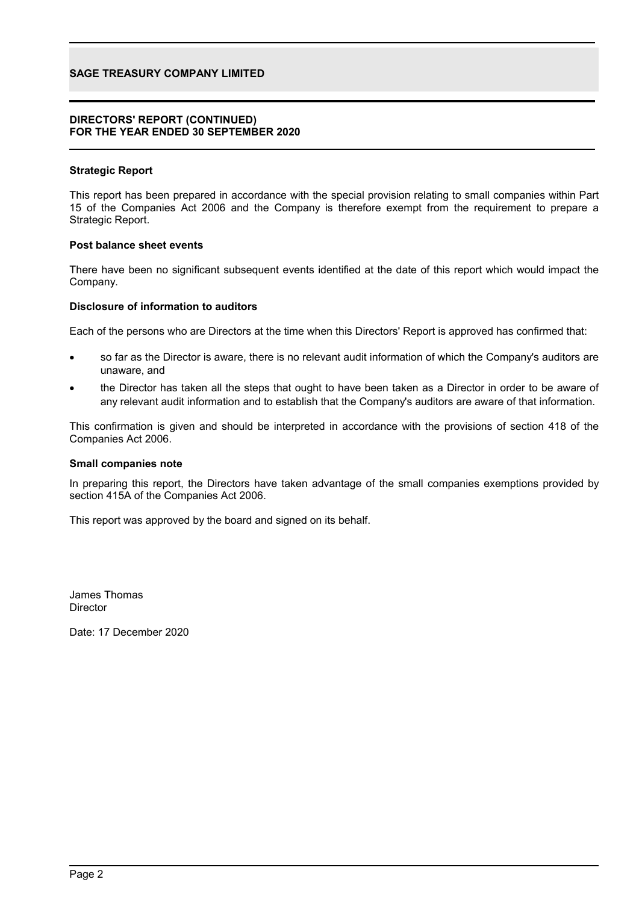**DIRECTORS' REPORT (CONTINUED)**
**FOR THE YEAR ENDED 30 SEPTEMBER 2020**

**Strategic Report**

This report has been prepared in accordance with the special provision relating to small companies within Part 15 of the Companies Act 2006 and the Company is therefore exempt from the requirement to prepare a Strategic Report.

**Post balance sheet events**

There have been no significant subsequent events identified at the date of this report which would impact the Company.

**Disclosure of information to auditors**

Each of the persons who are Directors at the time when this Directors' Report is approved has confirmed that:

- so far as the Director is aware, there is no relevant audit information of which the Company's auditors are unaware, and
- the Director has taken all the steps that ought to have been taken as a Director in order to be aware of any relevant audit information and to establish that the Company's auditors are aware of that information.

This confirmation is given and should be interpreted in accordance with the provisions of section 418 of the Companies Act 2006.

**Small companies note**

In preparing this report, the Directors have taken advantage of the small companies exemptions provided by section 415A of the Companies Act 2006.

This report was approved by the board and signed on its behalf.

James Thomas
Director

Date: 17 December 2020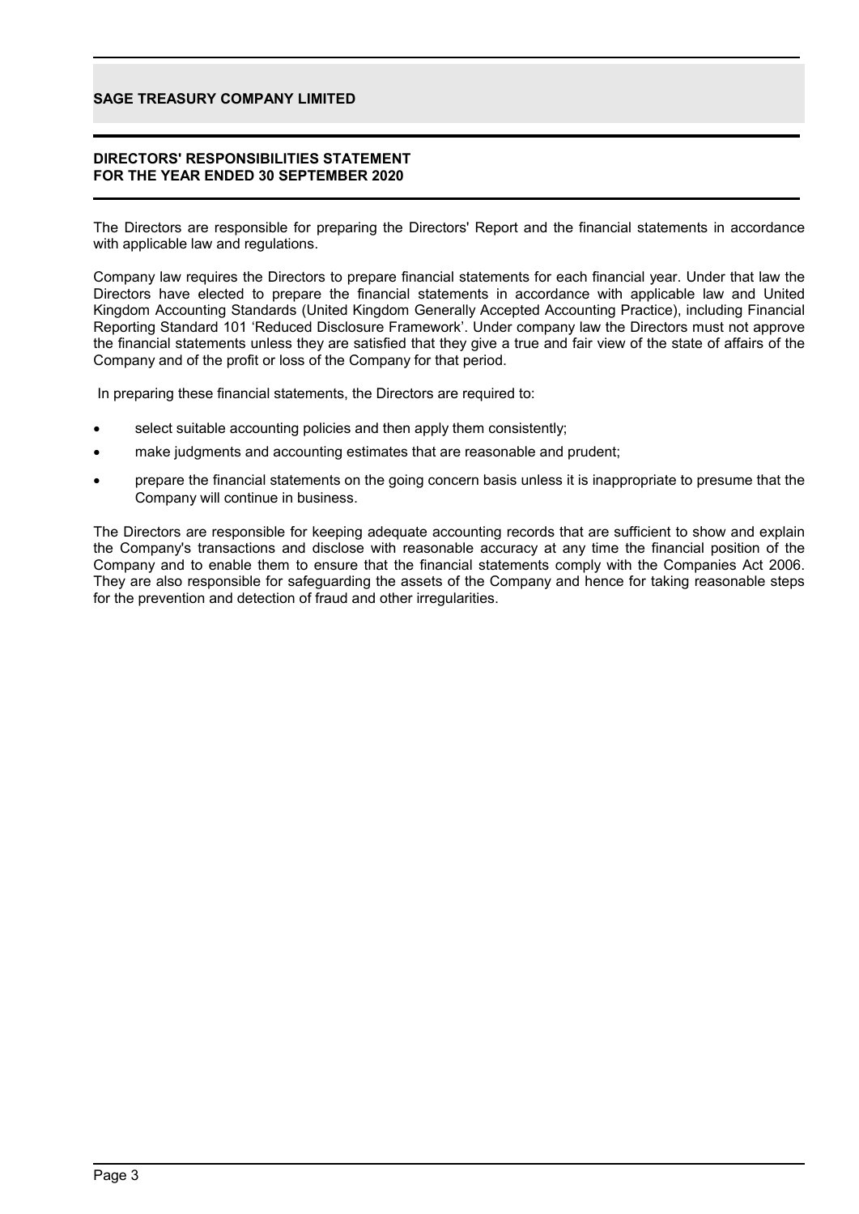# SAGE TREASURY COMPANY LIMITED

## DIRECTORS' RESPONSIBILITIES STATEMENT
## FOR THE YEAR ENDED 30 SEPTEMBER 2020

The Directors are responsible for preparing the Directors' Report and the financial statements in accordance with applicable law and regulations.

Company law requires the Directors to prepare financial statements for each financial year. Under that law the Directors have elected to prepare the financial statements in accordance with applicable law and United Kingdom Accounting Standards (United Kingdom Generally Accepted Accounting Practice), including Financial Reporting Standard 101 'Reduced Disclosure Framework'. Under company law the Directors must not approve the financial statements unless they are satisfied that they give a true and fair view of the state of affairs of the Company and of the profit or loss of the Company for that period.

In preparing these financial statements, the Directors are required to:

- select suitable accounting policies and then apply them consistently;
- make judgments and accounting estimates that are reasonable and prudent;
- prepare the financial statements on the going concern basis unless it is inappropriate to presume that the Company will continue in business.

The Directors are responsible for keeping adequate accounting records that are sufficient to show and explain the Company's transactions and disclose with reasonable accuracy at any time the financial position of the Company and to enable them to ensure that the financial statements comply with the Companies Act 2006. They are also responsible for safeguarding the assets of the Company and hence for taking reasonable steps for the prevention and detection of fraud and other irregularities.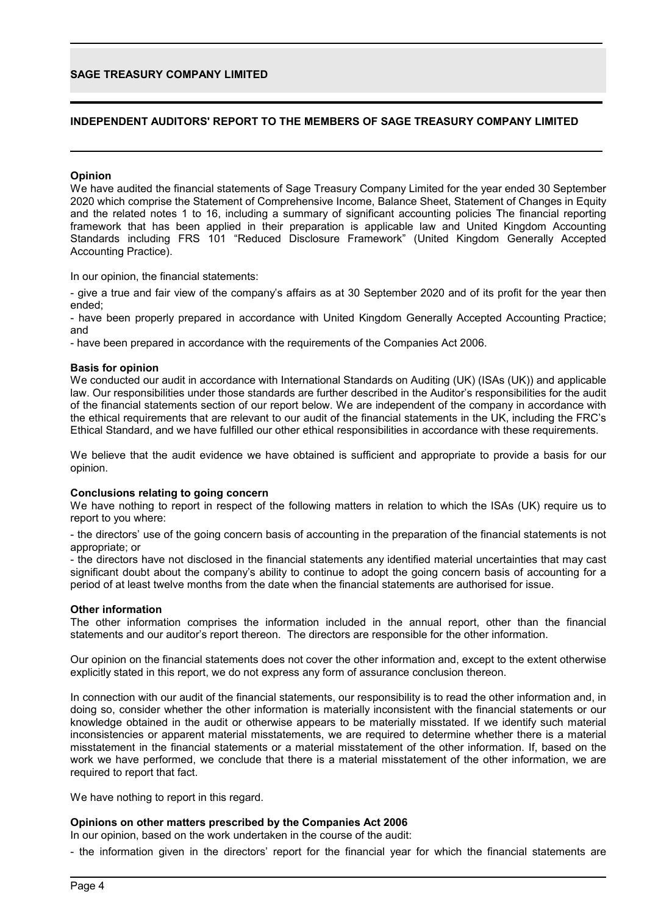**INDEPENDENT AUDITORS' REPORT TO THE MEMBERS OF SAGE TREASURY COMPANY LIMITED**

**Opinion**

We have audited the financial statements of Sage Treasury Company Limited for the year ended 30 September 2020 which comprise the Statement of Comprehensive Income, Balance Sheet, Statement of Changes in Equity and the related notes 1 to 16, including a summary of significant accounting policies The financial reporting framework that has been applied in their preparation is applicable law and United Kingdom Accounting Standards including FRS 101 "Reduced Disclosure Framework" (United Kingdom Generally Accepted Accounting Practice).

In our opinion, the financial statements:

- give a true and fair view of the company's affairs as at 30 September 2020 and of its profit for the year then ended;
- have been properly prepared in accordance with United Kingdom Generally Accepted Accounting Practice; and
- have been prepared in accordance with the requirements of the Companies Act 2006.

**Basis for opinion**

We conducted our audit in accordance with International Standards on Auditing (UK) (ISAs (UK)) and applicable law. Our responsibilities under those standards are further described in the Auditor's responsibilities for the audit of the financial statements section of our report below. We are independent of the company in accordance with the ethical requirements that are relevant to our audit of the financial statements in the UK, including the FRC's Ethical Standard, and we have fulfilled our other ethical responsibilities in accordance with these requirements.

We believe that the audit evidence we have obtained is sufficient and appropriate to provide a basis for our opinion.

**Conclusions relating to going concern**

We have nothing to report in respect of the following matters in relation to which the ISAs (UK) require us to report to you where:

- the directors' use of the going concern basis of accounting in the preparation of the financial statements is not appropriate; or
- the directors have not disclosed in the financial statements any identified material uncertainties that may cast significant doubt about the company's ability to continue to adopt the going concern basis of accounting for a period of at least twelve months from the date when the financial statements are authorised for issue.

**Other information**

The other information comprises the information included in the annual report, other than the financial statements and our auditor's report thereon. The directors are responsible for the other information.

Our opinion on the financial statements does not cover the other information and, except to the extent otherwise explicitly stated in this report, we do not express any form of assurance conclusion thereon.

In connection with our audit of the financial statements, our responsibility is to read the other information and, in doing so, consider whether the other information is materially inconsistent with the financial statements or our knowledge obtained in the audit or otherwise appears to be materially misstated. If we identify such material inconsistencies or apparent material misstatements, we are required to determine whether there is a material misstatement in the financial statements or a material misstatement of the other information. If, based on the work we have performed, we conclude that there is a material misstatement of the other information, we are required to report that fact.

We have nothing to report in this regard.

**Opinions on other matters prescribed by the Companies Act 2006**

In our opinion, based on the work undertaken in the course of the audit:

- the information given in the directors' report for the financial year for which the financial statements are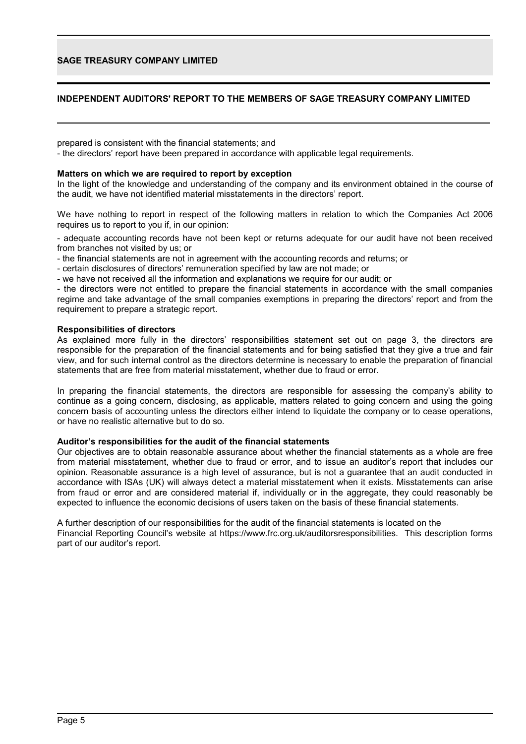prepared is consistent with the financial statements; and
- the directors' report have been prepared in accordance with applicable legal requirements.

**Matters on which we are required to report by exception**

In the light of the knowledge and understanding of the company and its environment obtained in the course of the audit, we have not identified material misstatements in the directors' report.

We have nothing to report in respect of the following matters in relation to which the Companies Act 2006 requires us to report to you if, in our opinion:

- adequate accounting records have not been kept or returns adequate for our audit have not been received from branches not visited by us; or
- the financial statements are not in agreement with the accounting records and returns; or
- certain disclosures of directors' remuneration specified by law are not made; or
- we have not received all the information and explanations we require for our audit; or
- the directors were not entitled to prepare the financial statements in accordance with the small companies regime and take advantage of the small companies exemptions in preparing the directors' report and from the requirement to prepare a strategic report.

**Responsibilities of directors**

As explained more fully in the directors' responsibilities statement set out on page 3, the directors are responsible for the preparation of the financial statements and for being satisfied that they give a true and fair view, and for such internal control as the directors determine is necessary to enable the preparation of financial statements that are free from material misstatement, whether due to fraud or error.

In preparing the financial statements, the directors are responsible for assessing the company's ability to continue as a going concern, disclosing, as applicable, matters related to going concern and using the going concern basis of accounting unless the directors either intend to liquidate the company or to cease operations, or have no realistic alternative but to do so.

**Auditor's responsibilities for the audit of the financial statements**

Our objectives are to obtain reasonable assurance about whether the financial statements as a whole are free from material misstatement, whether due to fraud or error, and to issue an auditor's report that includes our opinion. Reasonable assurance is a high level of assurance, but is not a guarantee that an audit conducted in accordance with ISAs (UK) will always detect a material misstatement when it exists. Misstatements can arise from fraud or error and are considered material if, individually or in the aggregate, they could reasonably be expected to influence the economic decisions of users taken on the basis of these financial statements.

A further description of our responsibilities for the audit of the financial statements is located on the Financial Reporting Council's website at https://www.frc.org.uk/auditorsresponsibilities. This description forms part of our auditor's report.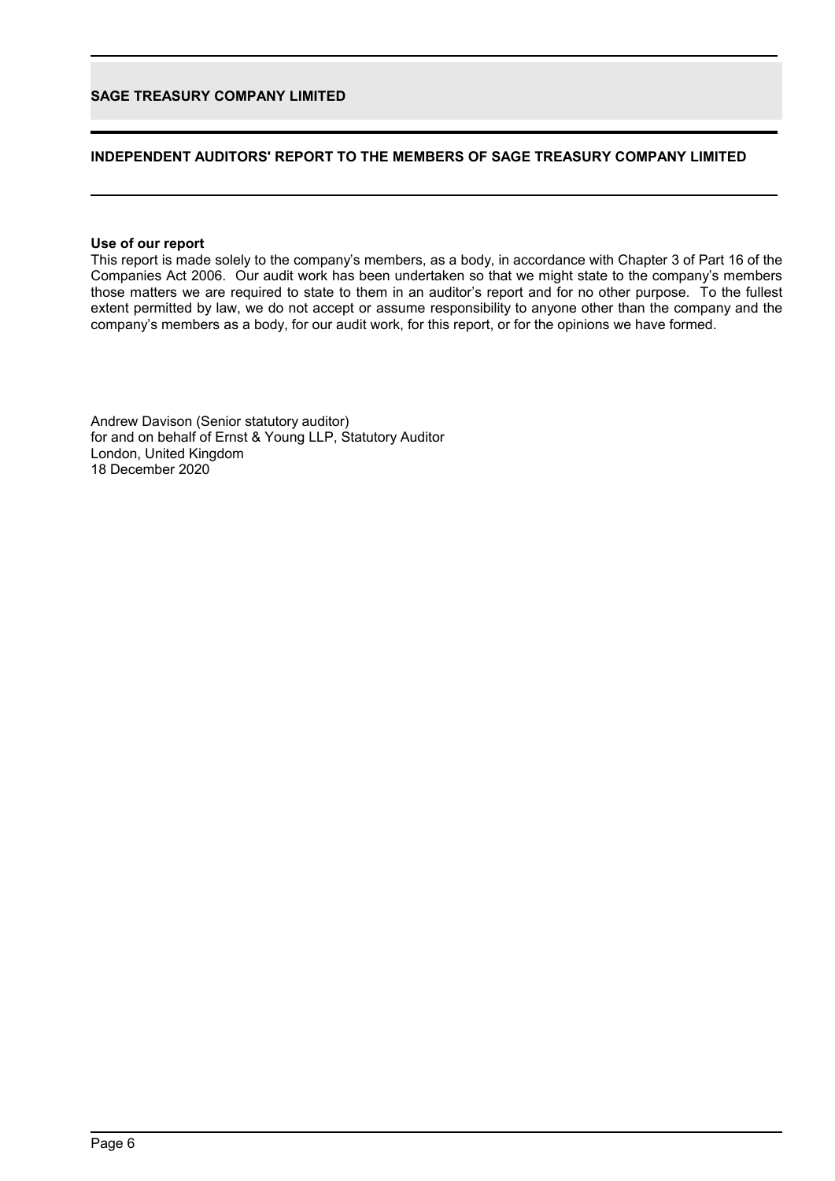## INDEPENDENT AUDITORS' REPORT TO THE MEMBERS OF SAGE TREASURY COMPANY LIMITED

**Use of our report**

This report is made solely to the company's members, as a body, in accordance with Chapter 3 of Part 16 of the Companies Act 2006. Our audit work has been undertaken so that we might state to the company's members those matters we are required to state to them in an auditor's report and for no other purpose. To the fullest extent permitted by law, we do not accept or assume responsibility to anyone other than the company and the company's members as a body, for our audit work, for this report, or for the opinions we have formed.

Andrew Davison (Senior statutory auditor)
for and on behalf of Ernst & Young LLP, Statutory Auditor
London, United Kingdom
18 December 2020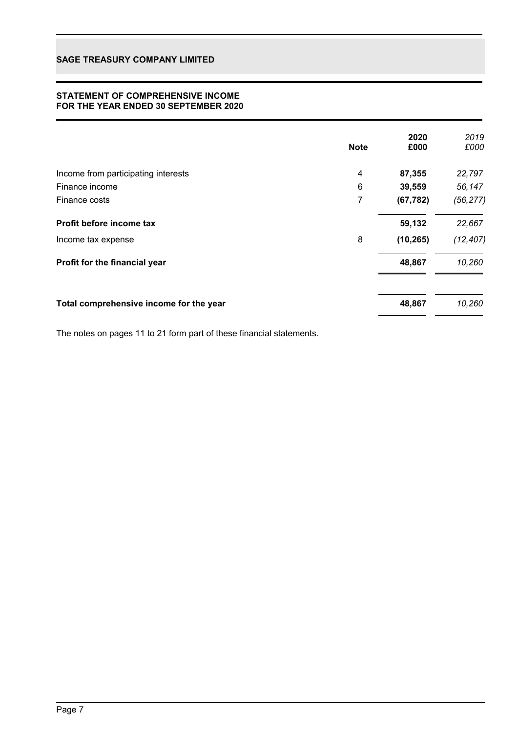**SAGE TREASURY COMPANY LIMITED**

## STATEMENT OF COMPREHENSIVE INCOME
## FOR THE YEAR ENDED 30 SEPTEMBER 2020

| | Note | 2020 £000 | *2019 £000* |
|---|---|---|---|
| Income from participating interests | 4 | **87,355** | *22,797* |
| Finance income | 6 | **39,559** | *56,147* |
| Finance costs | 7 | **(67,782)** | *(56,277)* |
| **Profit before income tax** | | **59,132** | *22,667* |
| Income tax expense | 8 | **(10,265)** | *(12,407)* |
| **Profit for the financial year** | | **48,867** | *10,260* |
| **Total comprehensive income for the year** | | **48,867** | *10,260* |

The notes on pages 11 to 21 form part of these financial statements.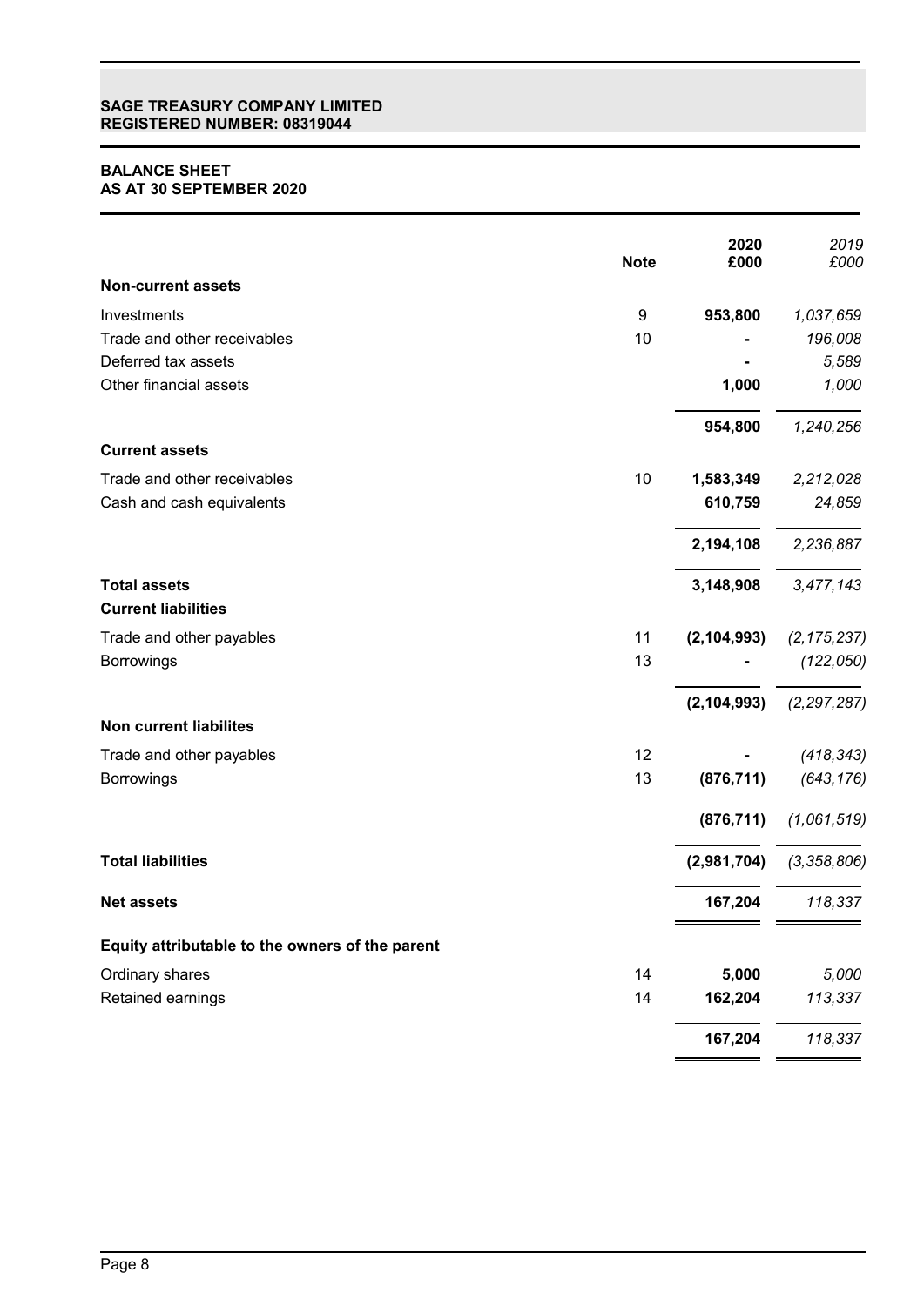**SAGE TREASURY COMPANY LIMITED**
**REGISTERED NUMBER: 08319044**

## BALANCE SHEET
## AS AT 30 SEPTEMBER 2020

| | Note | 2020 £000 | *2019 £000* |
|---|---|---|---|
| **Non-current assets** | | | |
| Investments | 9 | **953,800** | *1,037,659* |
| Trade and other receivables | 10 | **-** | *196,008* |
| Deferred tax assets | | **-** | *5,589* |
| Other financial assets | | **1,000** | *1,000* |
| | | **954,800** | *1,240,256* |
| **Current assets** | | | |
| Trade and other receivables | 10 | **1,583,349** | *2,212,028* |
| Cash and cash equivalents | | **610,759** | *24,859* |
| | | **2,194,108** | *2,236,887* |
| **Total assets** | | **3,148,908** | *3,477,143* |
| **Current liabilities** | | | |
| Trade and other payables | 11 | **(2,104,993)** | *(2,175,237)* |
| Borrowings | 13 | **-** | *(122,050)* |
| | | **(2,104,993)** | *(2,297,287)* |
| **Non current liabilites** | | | |
| Trade and other payables | 12 | **-** | *(418,343)* |
| Borrowings | 13 | **(876,711)** | *(643,176)* |
| | | **(876,711)** | *(1,061,519)* |
| **Total liabilities** | | **(2,981,704)** | *(3,358,806)* |
| **Net assets** | | **167,204** | *118,337* |
| **Equity attributable to the owners of the parent** | | | |
| Ordinary shares | 14 | **5,000** | *5,000* |
| Retained earnings | 14 | **162,204** | *113,337* |
| | | **167,204** | *118,337* |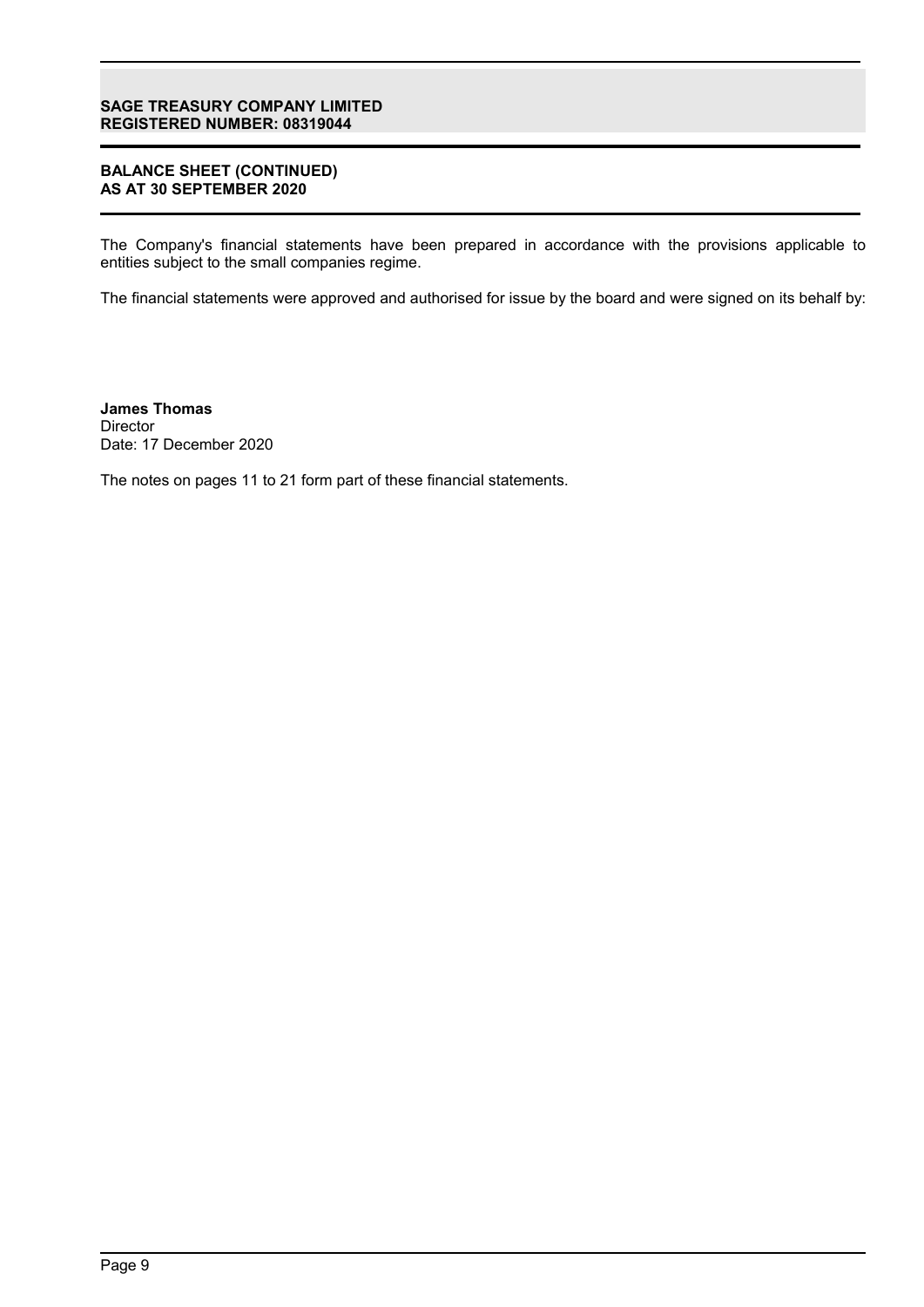**SAGE TREASURY COMPANY LIMITED**
**REGISTERED NUMBER: 08319044**

## BALANCE SHEET (CONTINUED)
## AS AT 30 SEPTEMBER 2020

The Company's financial statements have been prepared in accordance with the provisions applicable to entities subject to the small companies regime.

The financial statements were approved and authorised for issue by the board and were signed on its behalf by:

**James Thomas**
Director
Date: 17 December 2020

The notes on pages 11 to 21 form part of these financial statements.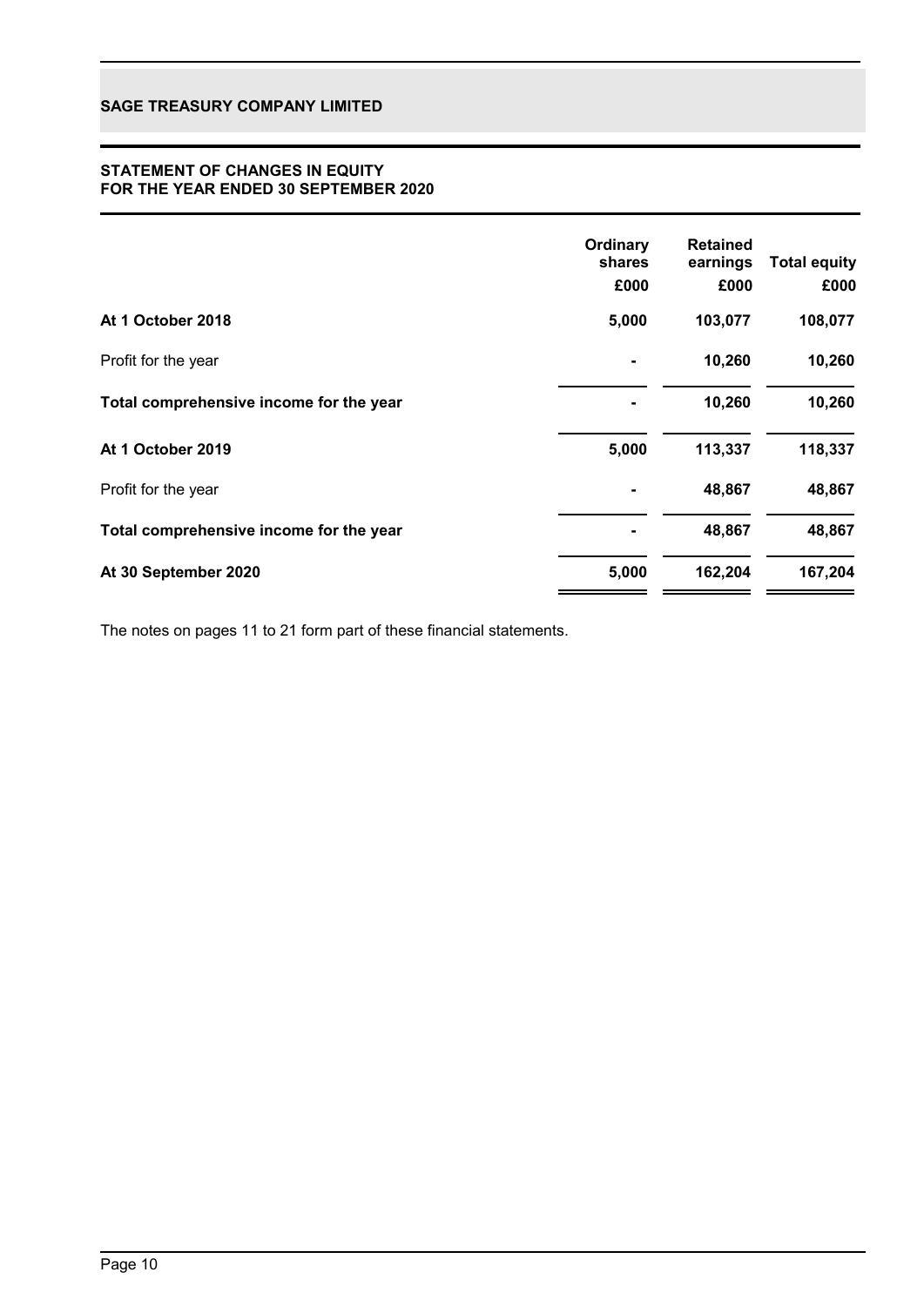**SAGE TREASURY COMPANY LIMITED**

## STATEMENT OF CHANGES IN EQUITY
## FOR THE YEAR ENDED 30 SEPTEMBER 2020

| | Ordinary shares £000 | Retained earnings £000 | Total equity £000 |
|---|---|---|---|
| **At 1 October 2018** | **5,000** | **103,077** | **108,077** |
| Profit for the year | **-** | **10,260** | **10,260** |
| **Total comprehensive income for the year** | **-** | **10,260** | **10,260** |
| **At 1 October 2019** | **5,000** | **113,337** | **118,337** |
| Profit for the year | **-** | **48,867** | **48,867** |
| **Total comprehensive income for the year** | **-** | **48,867** | **48,867** |
| **At 30 September 2020** | **5,000** | **162,204** | **167,204** |

The notes on pages 11 to 21 form part of these financial statements.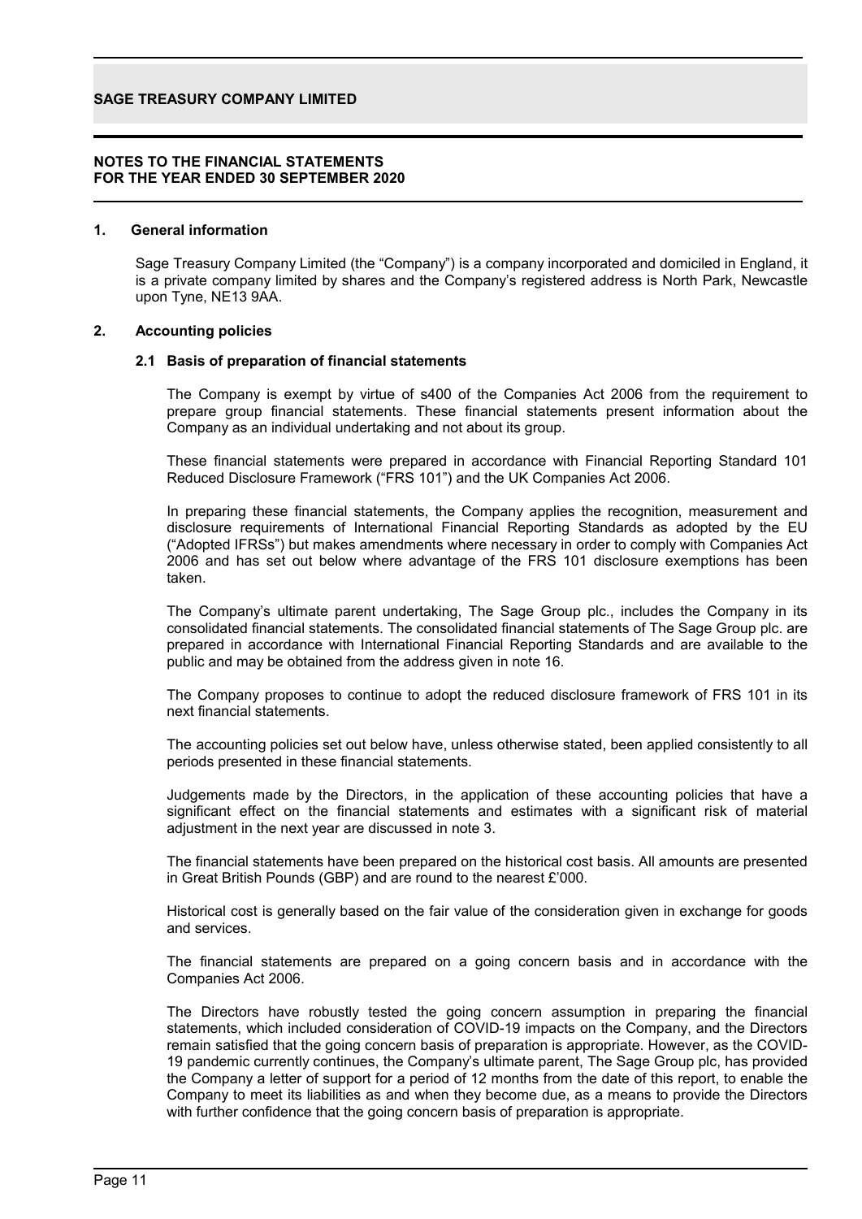**NOTES TO THE FINANCIAL STATEMENTS
FOR THE YEAR ENDED 30 SEPTEMBER 2020**

## 1. General information

Sage Treasury Company Limited (the "Company") is a company incorporated and domiciled in England, it is a private company limited by shares and the Company's registered address is North Park, Newcastle upon Tyne, NE13 9AA.

## 2. Accounting policies

### 2.1 Basis of preparation of financial statements

The Company is exempt by virtue of s400 of the Companies Act 2006 from the requirement to prepare group financial statements. These financial statements present information about the Company as an individual undertaking and not about its group.

These financial statements were prepared in accordance with Financial Reporting Standard 101 Reduced Disclosure Framework ("FRS 101") and the UK Companies Act 2006.

In preparing these financial statements, the Company applies the recognition, measurement and disclosure requirements of International Financial Reporting Standards as adopted by the EU ("Adopted IFRSs") but makes amendments where necessary in order to comply with Companies Act 2006 and has set out below where advantage of the FRS 101 disclosure exemptions has been taken.

The Company's ultimate parent undertaking, The Sage Group plc., includes the Company in its consolidated financial statements. The consolidated financial statements of The Sage Group plc. are prepared in accordance with International Financial Reporting Standards and are available to the public and may be obtained from the address given in note 16.

The Company proposes to continue to adopt the reduced disclosure framework of FRS 101 in its next financial statements.

The accounting policies set out below have, unless otherwise stated, been applied consistently to all periods presented in these financial statements.

Judgements made by the Directors, in the application of these accounting policies that have a significant effect on the financial statements and estimates with a significant risk of material adjustment in the next year are discussed in note 3.

The financial statements have been prepared on the historical cost basis. All amounts are presented in Great British Pounds (GBP) and are round to the nearest £'000.

Historical cost is generally based on the fair value of the consideration given in exchange for goods and services.

The financial statements are prepared on a going concern basis and in accordance with the Companies Act 2006.

The Directors have robustly tested the going concern assumption in preparing the financial statements, which included consideration of COVID-19 impacts on the Company, and the Directors remain satisfied that the going concern basis of preparation is appropriate. However, as the COVID-19 pandemic currently continues, the Company's ultimate parent, The Sage Group plc, has provided the Company a letter of support for a period of 12 months from the date of this report, to enable the Company to meet its liabilities as and when they become due, as a means to provide the Directors with further confidence that the going concern basis of preparation is appropriate.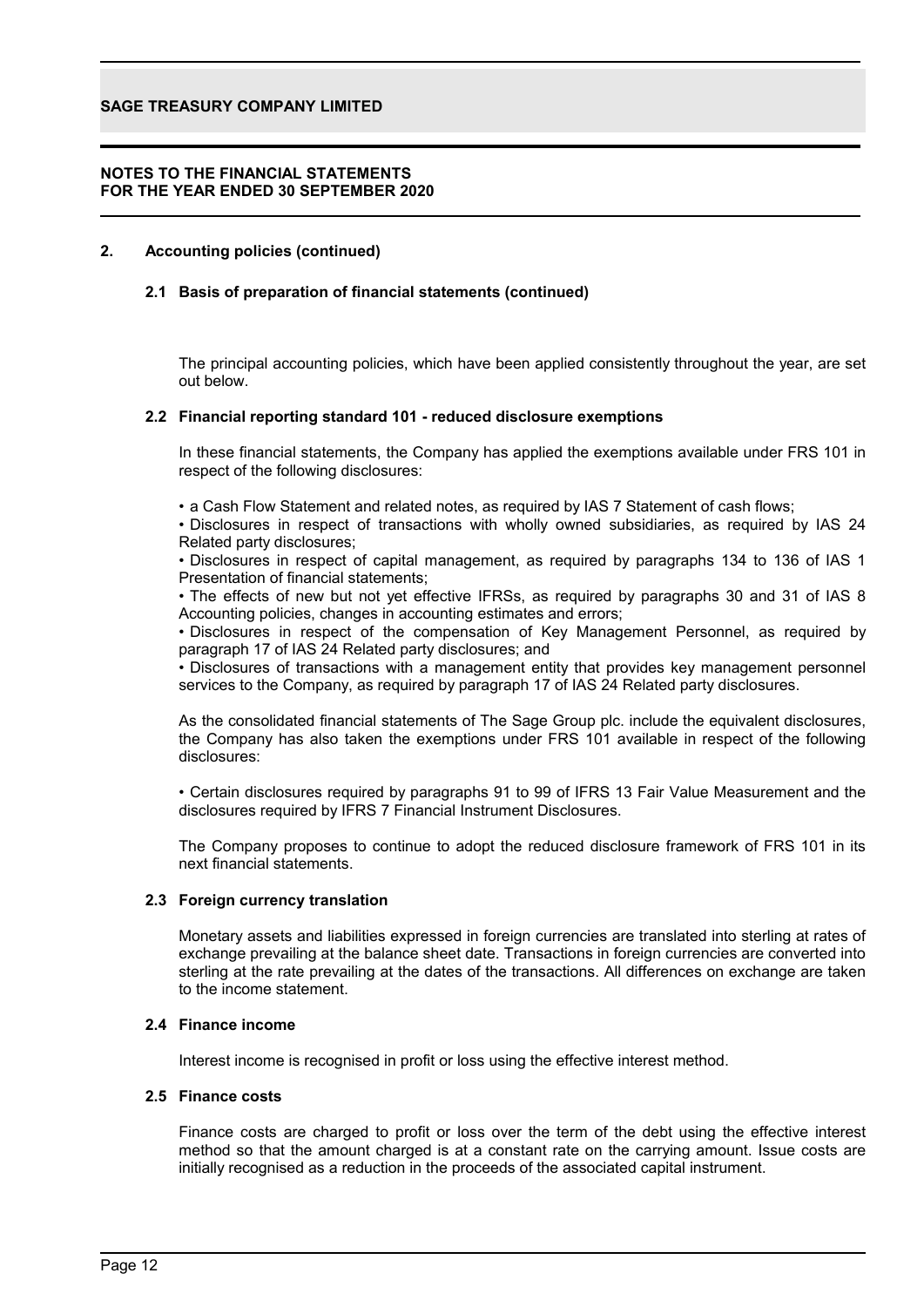## 2. Accounting policies (continued)

### 2.1 Basis of preparation of financial statements (continued)

The principal accounting policies, which have been applied consistently throughout the year, are set out below.

### 2.2 Financial reporting standard 101 - reduced disclosure exemptions

In these financial statements, the Company has applied the exemptions available under FRS 101 in respect of the following disclosures:

• a Cash Flow Statement and related notes, as required by IAS 7 Statement of cash flows;
• Disclosures in respect of transactions with wholly owned subsidiaries, as required by IAS 24 Related party disclosures;
• Disclosures in respect of capital management, as required by paragraphs 134 to 136 of IAS 1 Presentation of financial statements;
• The effects of new but not yet effective IFRSs, as required by paragraphs 30 and 31 of IAS 8 Accounting policies, changes in accounting estimates and errors;
• Disclosures in respect of the compensation of Key Management Personnel, as required by paragraph 17 of IAS 24 Related party disclosures; and
• Disclosures of transactions with a management entity that provides key management personnel services to the Company, as required by paragraph 17 of IAS 24 Related party disclosures.

As the consolidated financial statements of The Sage Group plc. include the equivalent disclosures, the Company has also taken the exemptions under FRS 101 available in respect of the following disclosures:

• Certain disclosures required by paragraphs 91 to 99 of IFRS 13 Fair Value Measurement and the disclosures required by IFRS 7 Financial Instrument Disclosures.

The Company proposes to continue to adopt the reduced disclosure framework of FRS 101 in its next financial statements.

### 2.3 Foreign currency translation

Monetary assets and liabilities expressed in foreign currencies are translated into sterling at rates of exchange prevailing at the balance sheet date. Transactions in foreign currencies are converted into sterling at the rate prevailing at the dates of the transactions. All differences on exchange are taken to the income statement.

### 2.4 Finance income

Interest income is recognised in profit or loss using the effective interest method.

### 2.5 Finance costs

Finance costs are charged to profit or loss over the term of the debt using the effective interest method so that the amount charged is at a constant rate on the carrying amount. Issue costs are initially recognised as a reduction in the proceeds of the associated capital instrument.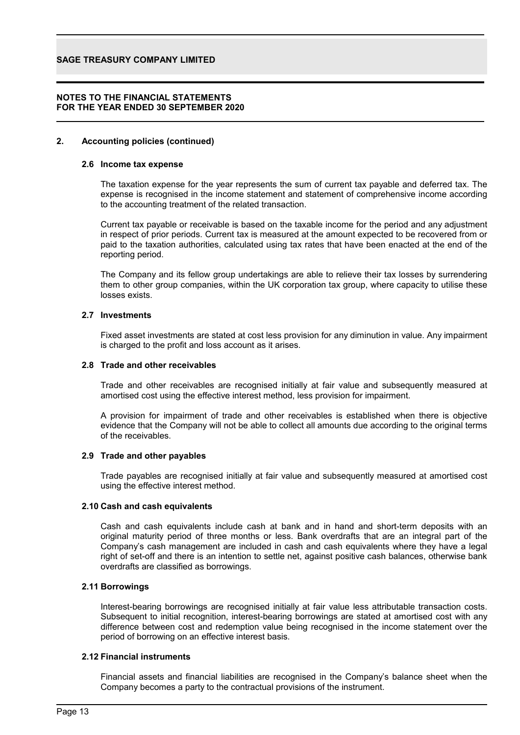## 2. Accounting policies (continued)

### 2.6 Income tax expense

The taxation expense for the year represents the sum of current tax payable and deferred tax. The expense is recognised in the income statement and statement of comprehensive income according to the accounting treatment of the related transaction.

Current tax payable or receivable is based on the taxable income for the period and any adjustment in respect of prior periods. Current tax is measured at the amount expected to be recovered from or paid to the taxation authorities, calculated using tax rates that have been enacted at the end of the reporting period.

The Company and its fellow group undertakings are able to relieve their tax losses by surrendering them to other group companies, within the UK corporation tax group, where capacity to utilise these losses exists.

### 2.7 Investments

Fixed asset investments are stated at cost less provision for any diminution in value. Any impairment is charged to the profit and loss account as it arises.

### 2.8 Trade and other receivables

Trade and other receivables are recognised initially at fair value and subsequently measured at amortised cost using the effective interest method, less provision for impairment.

A provision for impairment of trade and other receivables is established when there is objective evidence that the Company will not be able to collect all amounts due according to the original terms of the receivables.

### 2.9 Trade and other payables

Trade payables are recognised initially at fair value and subsequently measured at amortised cost using the effective interest method.

### 2.10 Cash and cash equivalents

Cash and cash equivalents include cash at bank and in hand and short-term deposits with an original maturity period of three months or less. Bank overdrafts that are an integral part of the Company's cash management are included in cash and cash equivalents where they have a legal right of set-off and there is an intention to settle net, against positive cash balances, otherwise bank overdrafts are classified as borrowings.

### 2.11 Borrowings

Interest-bearing borrowings are recognised initially at fair value less attributable transaction costs. Subsequent to initial recognition, interest-bearing borrowings are stated at amortised cost with any difference between cost and redemption value being recognised in the income statement over the period of borrowing on an effective interest basis.

### 2.12 Financial instruments

Financial assets and financial liabilities are recognised in the Company's balance sheet when the Company becomes a party to the contractual provisions of the instrument.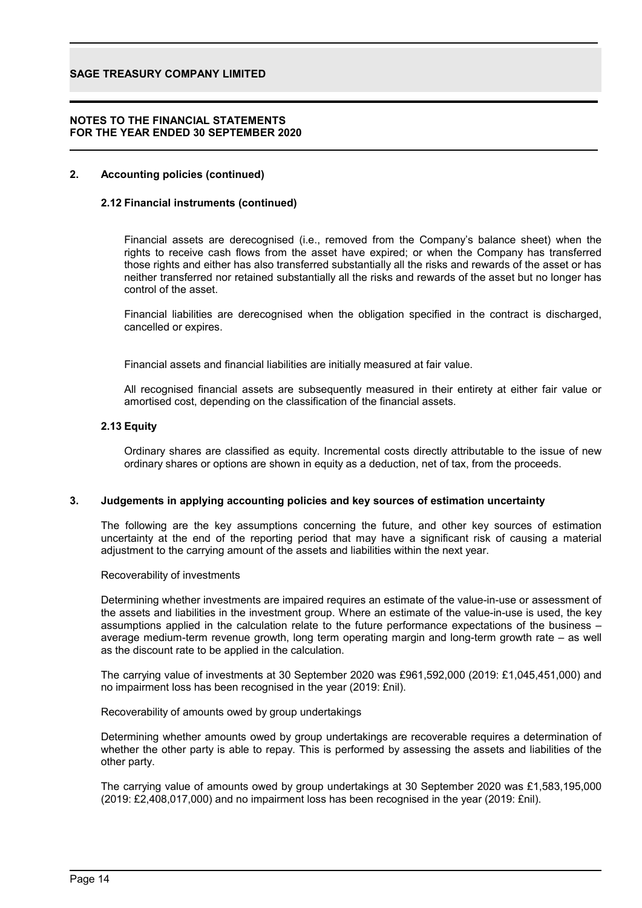## 2. Accounting policies (continued)

### 2.12 Financial instruments (continued)

Financial assets are derecognised (i.e., removed from the Company's balance sheet) when the rights to receive cash flows from the asset have expired; or when the Company has transferred those rights and either has also transferred substantially all the risks and rewards of the asset or has neither transferred nor retained substantially all the risks and rewards of the asset but no longer has control of the asset.

Financial liabilities are derecognised when the obligation specified in the contract is discharged, cancelled or expires.

Financial assets and financial liabilities are initially measured at fair value.

All recognised financial assets are subsequently measured in their entirety at either fair value or amortised cost, depending on the classification of the financial assets.

### 2.13 Equity

Ordinary shares are classified as equity. Incremental costs directly attributable to the issue of new ordinary shares or options are shown in equity as a deduction, net of tax, from the proceeds.

## 3. Judgements in applying accounting policies and key sources of estimation uncertainty

The following are the key assumptions concerning the future, and other key sources of estimation uncertainty at the end of the reporting period that may have a significant risk of causing a material adjustment to the carrying amount of the assets and liabilities within the next year.

Recoverability of investments

Determining whether investments are impaired requires an estimate of the value-in-use or assessment of the assets and liabilities in the investment group. Where an estimate of the value-in-use is used, the key assumptions applied in the calculation relate to the future performance expectations of the business – average medium-term revenue growth, long term operating margin and long-term growth rate – as well as the discount rate to be applied in the calculation.

The carrying value of investments at 30 September 2020 was £961,592,000 (2019: £1,045,451,000) and no impairment loss has been recognised in the year (2019: £nil).

Recoverability of amounts owed by group undertakings

Determining whether amounts owed by group undertakings are recoverable requires a determination of whether the other party is able to repay. This is performed by assessing the assets and liabilities of the other party.

The carrying value of amounts owed by group undertakings at 30 September 2020 was £1,583,195,000 (2019: £2,408,017,000) and no impairment loss has been recognised in the year (2019: £nil).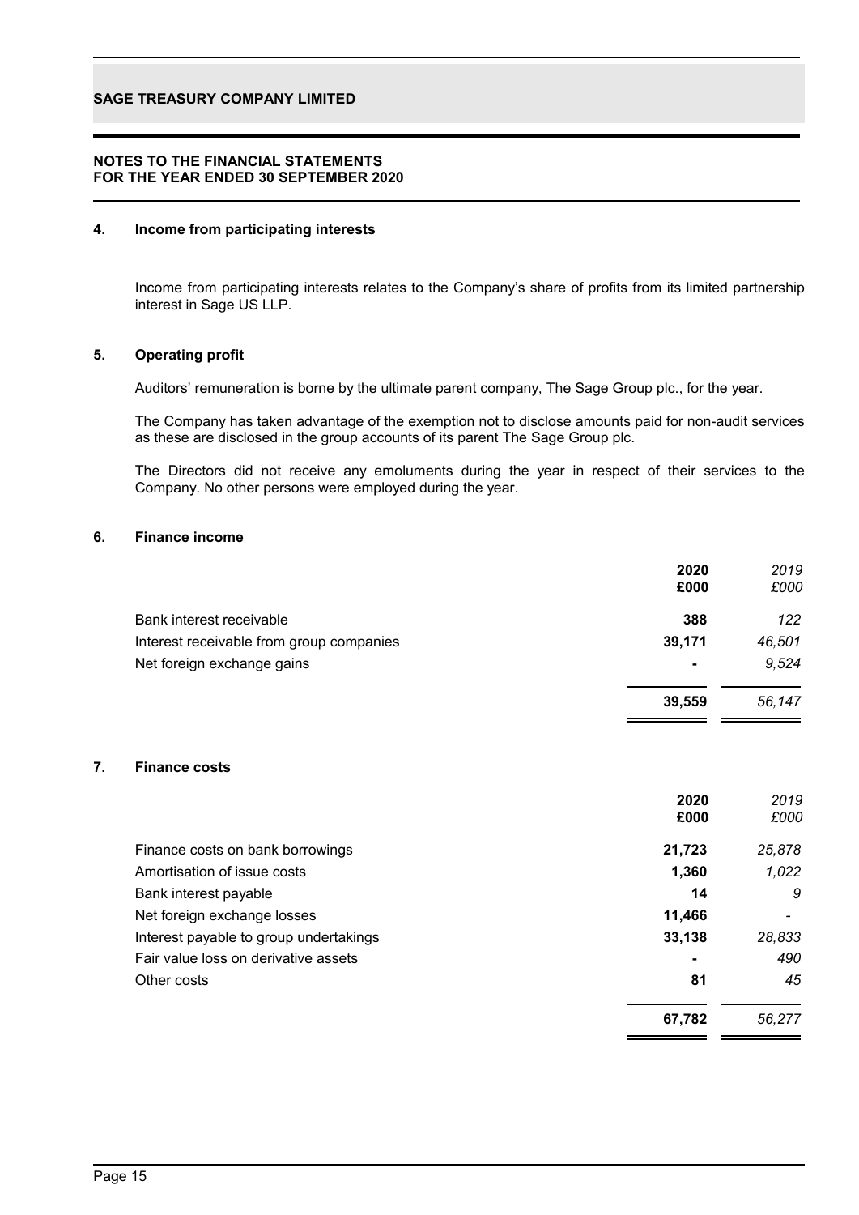## NOTES TO THE FINANCIAL STATEMENTS FOR THE YEAR ENDED 30 SEPTEMBER 2020

### 4. Income from participating interests

Income from participating interests relates to the Company's share of profits from its limited partnership interest in Sage US LLP.

### 5. Operating profit

Auditors' remuneration is borne by the ultimate parent company, The Sage Group plc., for the year.

The Company has taken advantage of the exemption not to disclose amounts paid for non-audit services as these are disclosed in the group accounts of its parent The Sage Group plc.

The Directors did not receive any emoluments during the year in respect of their services to the Company. No other persons were employed during the year.

### 6. Finance income

| | **2020** **£000** | *2019* *£000* |
|---|---|---|
| Bank interest receivable | **388** | *122* |
| Interest receivable from group companies | **39,171** | *46,501* |
| Net foreign exchange gains | **-** | *9,524* |
| | **39,559** | *56,147* |

### 7. Finance costs

| | **2020** **£000** | *2019* *£000* |
|---|---|---|
| Finance costs on bank borrowings | **21,723** | *25,878* |
| Amortisation of issue costs | **1,360** | *1,022* |
| Bank interest payable | **14** | *9* |
| Net foreign exchange losses | **11,466** | *-* |
| Interest payable to group undertakings | **33,138** | *28,833* |
| Fair value loss on derivative assets | **-** | *490* |
| Other costs | **81** | *45* |
| | **67,782** | *56,277* |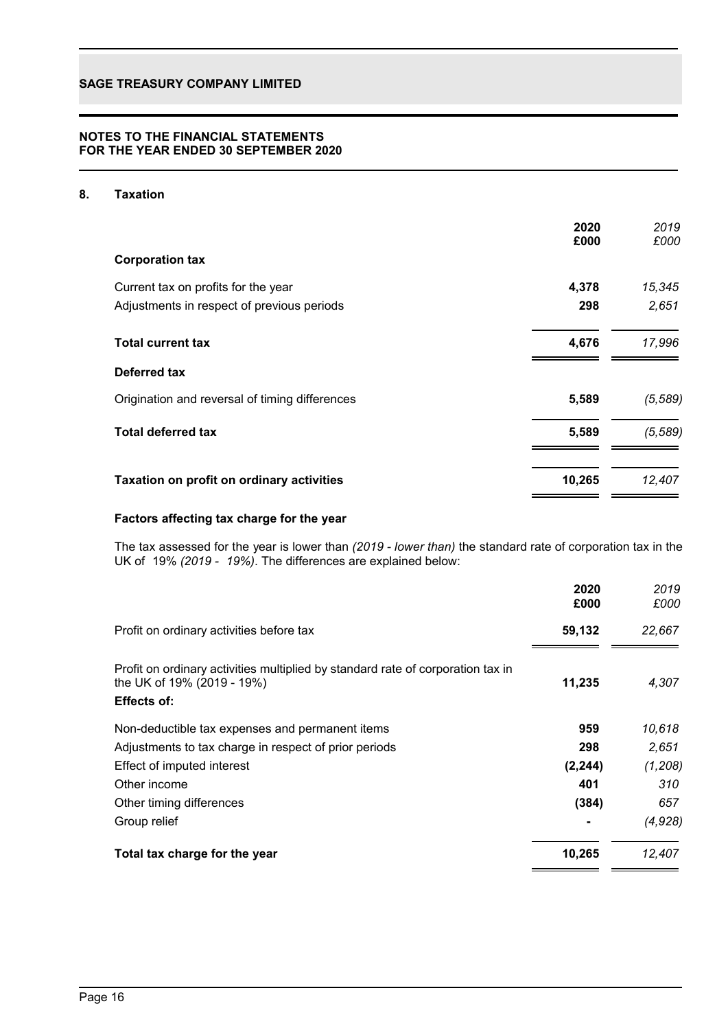**SAGE TREASURY COMPANY LIMITED**

**NOTES TO THE FINANCIAL STATEMENTS**
**FOR THE YEAR ENDED 30 SEPTEMBER 2020**

## 8. Taxation

| | 2020<br>£000 | *2019*<br>*£000* |
|---|---|---|
| **Corporation tax** | | |
| Current tax on profits for the year | **4,378** | *15,345* |
| Adjustments in respect of previous periods | **298** | *2,651* |
| **Total current tax** | **4,676** | *17,996* |
| **Deferred tax** | | |
| Origination and reversal of timing differences | **5,589** | *(5,589)* |
| **Total deferred tax** | **5,589** | *(5,589)* |
| **Taxation on profit on ordinary activities** | **10,265** | *12,407* |

### Factors affecting tax charge for the year

The tax assessed for the year is lower than *(2019 - lower than)* the standard rate of corporation tax in the UK of 19% *(2019 - 19%)*. The differences are explained below:

| | 2020<br>£000 | *2019*<br>*£000* |
|---|---|---|
| Profit on ordinary activities before tax | **59,132** | *22,667* |
| Profit on ordinary activities multiplied by standard rate of corporation tax in the UK of 19% (2019 - 19%) | **11,235** | *4,307* |
| **Effects of:** | | |
| Non-deductible tax expenses and permanent items | **959** | *10,618* |
| Adjustments to tax charge in respect of prior periods | **298** | *2,651* |
| Effect of imputed interest | **(2,244)** | *(1,208)* |
| Other income | **401** | *310* |
| Other timing differences | **(384)** | *657* |
| Group relief | **-** | *(4,928)* |
| **Total tax charge for the year** | **10,265** | *12,407* |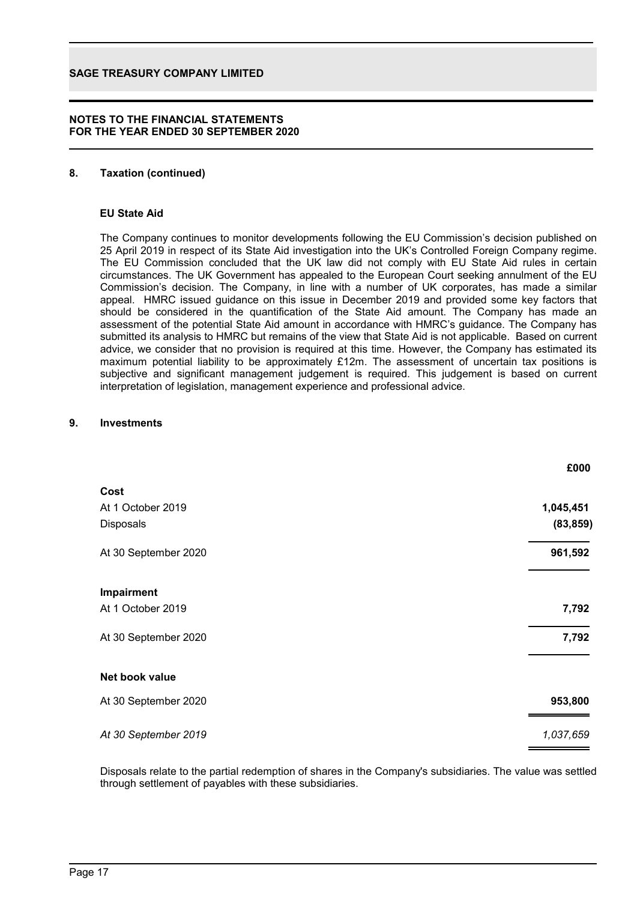**SAGE TREASURY COMPANY LIMITED**

**NOTES TO THE FINANCIAL STATEMENTS**
**FOR THE YEAR ENDED 30 SEPTEMBER 2020**

## 8. Taxation (continued)

### EU State Aid

The Company continues to monitor developments following the EU Commission's decision published on 25 April 2019 in respect of its State Aid investigation into the UK's Controlled Foreign Company regime. The EU Commission concluded that the UK law did not comply with EU State Aid rules in certain circumstances. The UK Government has appealed to the European Court seeking annulment of the EU Commission's decision. The Company, in line with a number of UK corporates, has made a similar appeal. HMRC issued guidance on this issue in December 2019 and provided some key factors that should be considered in the quantification of the State Aid amount. The Company has made an assessment of the potential State Aid amount in accordance with HMRC's guidance. The Company has submitted its analysis to HMRC but remains of the view that State Aid is not applicable. Based on current advice, we consider that no provision is required at this time. However, the Company has estimated its maximum potential liability to be approximately £12m. The assessment of uncertain tax positions is subjective and significant management judgement is required. This judgement is based on current interpretation of legislation, management experience and professional advice.

## 9. Investments

| | £000 |
|---|---|
| **Cost** | |
| At 1 October 2019 | **1,045,451** |
| Disposals | **(83,859)** |
| At 30 September 2020 | **961,592** |
| **Impairment** | |
| At 1 October 2019 | **7,792** |
| At 30 September 2020 | **7,792** |
| **Net book value** | |
| At 30 September 2020 | **953,800** |
| *At 30 September 2019* | *1,037,659* |

Disposals relate to the partial redemption of shares in the Company's subsidiaries. The value was settled through settlement of payables with these subsidiaries.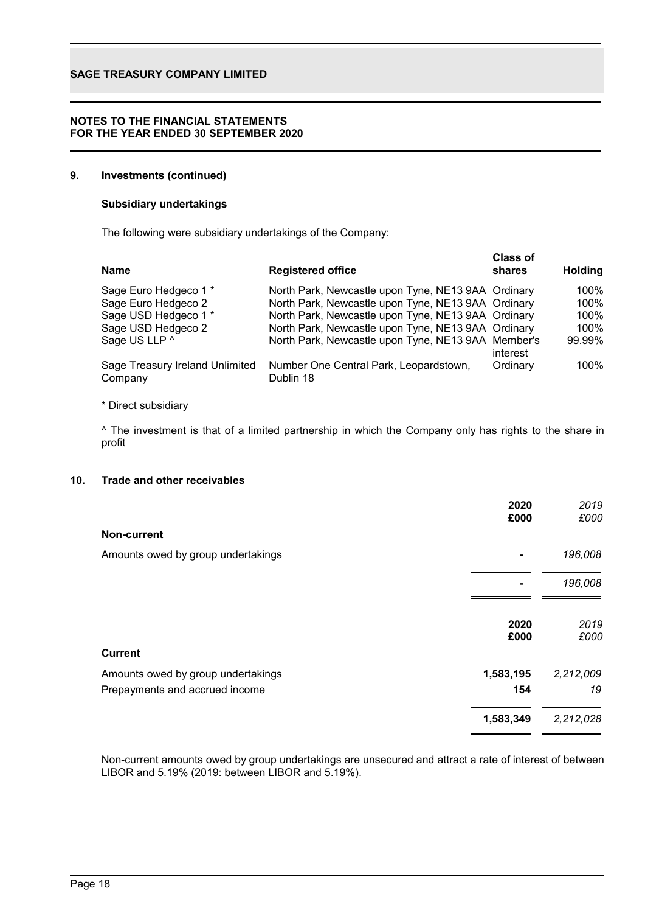## 9. Investments (continued)

### Subsidiary undertakings

The following were subsidiary undertakings of the Company:

| Name | Registered office | Class of shares | Holding |
|---|---|---|---|
| Sage Euro Hedgeco 1 * | North Park, Newcastle upon Tyne, NE13 9AA | Ordinary | 100% |
| Sage Euro Hedgeco 2 | North Park, Newcastle upon Tyne, NE13 9AA | Ordinary | 100% |
| Sage USD Hedgeco 1 * | North Park, Newcastle upon Tyne, NE13 9AA | Ordinary | 100% |
| Sage USD Hedgeco 2 | North Park, Newcastle upon Tyne, NE13 9AA | Ordinary | 100% |
| Sage US LLP ^ | North Park, Newcastle upon Tyne, NE13 9AA | Member's interest | 99.99% |
| Sage Treasury Ireland Unlimited Company | Number One Central Park, Leopardstown, Dublin 18 | Ordinary | 100% |

\* Direct subsidiary

^ The investment is that of a limited partnership in which the Company only has rights to the share in profit

## 10. Trade and other receivables

| | 2020<br>£000 | *2019*<br>*£000* |
|---|---|---|
| **Non-current** | | |
| Amounts owed by group undertakings | - | *196,008* |
| | - | *196,008* |

| | 2020<br>£000 | *2019*<br>*£000* |
|---|---|---|
| **Current** | | |
| Amounts owed by group undertakings | **1,583,195** | *2,212,009* |
| Prepayments and accrued income | **154** | *19* |
| | **1,583,349** | *2,212,028* |

Non-current amounts owed by group undertakings are unsecured and attract a rate of interest of between LIBOR and 5.19% (2019: between LIBOR and 5.19%).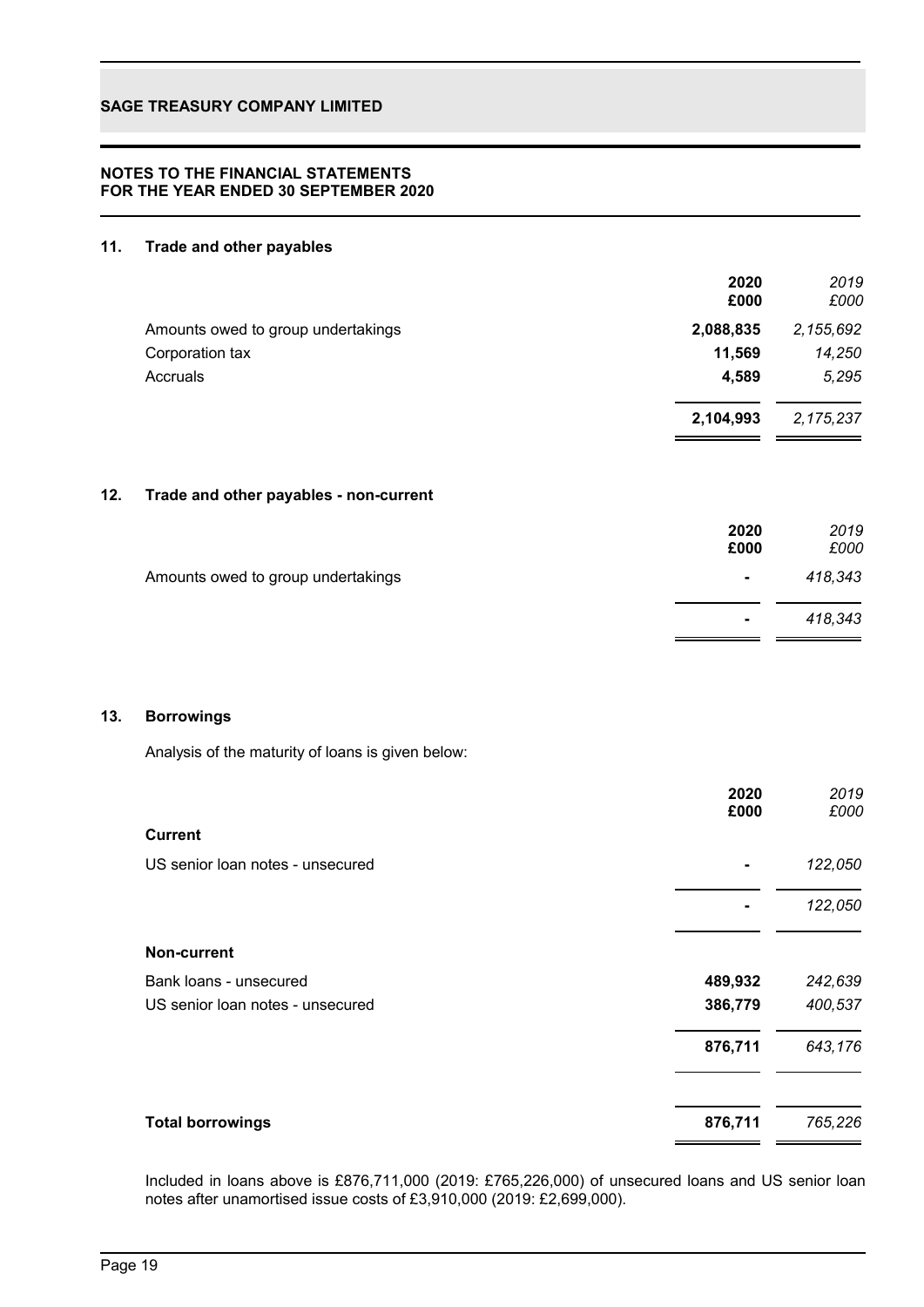**NOTES TO THE FINANCIAL STATEMENTS**
**FOR THE YEAR ENDED 30 SEPTEMBER 2020**

## 11. Trade and other payables

| | **2020 £000** | *2019 £000* |
|---|---|---|
| Amounts owed to group undertakings | **2,088,835** | *2,155,692* |
| Corporation tax | **11,569** | *14,250* |
| Accruals | **4,589** | *5,295* |
| | **2,104,993** | *2,175,237* |

## 12. Trade and other payables - non-current

| | **2020 £000** | *2019 £000* |
|---|---|---|
| Amounts owed to group undertakings | **-** | *418,343* |
| | **-** | *418,343* |

## 13. Borrowings

Analysis of the maturity of loans is given below:

| | **2020 £000** | *2019 £000* |
|---|---|---|
| **Current** | | |
| US senior loan notes - unsecured | **-** | *122,050* |
| | **-** | *122,050* |
| **Non-current** | | |
| Bank loans - unsecured | **489,932** | *242,639* |
| US senior loan notes - unsecured | **386,779** | *400,537* |
| | **876,711** | *643,176* |
| **Total borrowings** | **876,711** | *765,226* |

Included in loans above is £876,711,000 (2019: £765,226,000) of unsecured loans and US senior loan notes after unamortised issue costs of £3,910,000 (2019: £2,699,000).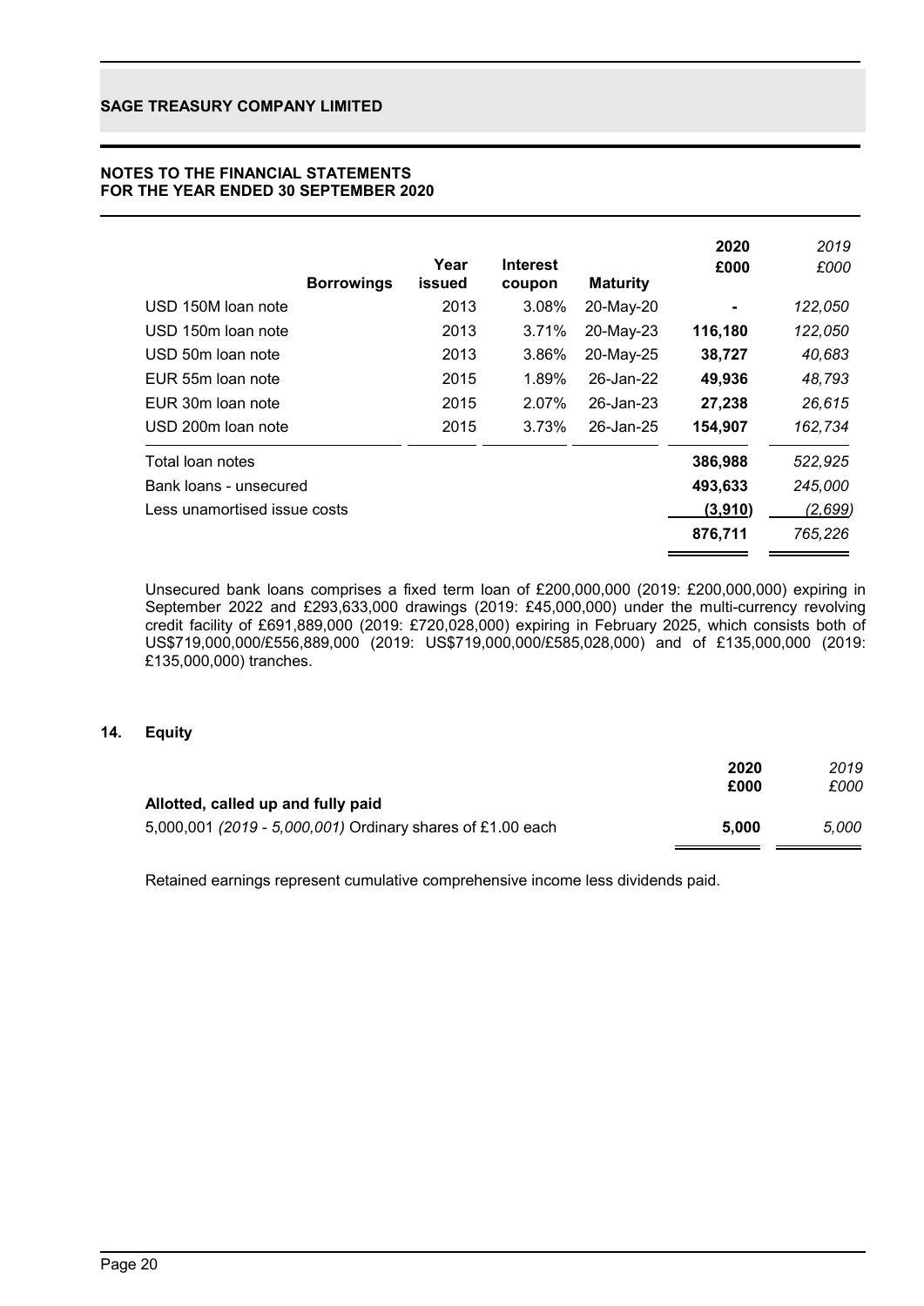## NOTES TO THE FINANCIAL STATEMENTS
## FOR THE YEAR ENDED 30 SEPTEMBER 2020

| Borrowings | Year issued | Interest coupon | Maturity | 2020 £000 | *2019 £000* |
|---|---|---|---|---|---|
| USD 150M loan note | 2013 | 3.08% | 20-May-20 | - | *122,050* |
| USD 150m loan note | 2013 | 3.71% | 20-May-23 | 116,180 | *122,050* |
| USD 50m loan note | 2013 | 3.86% | 20-May-25 | 38,727 | *40,683* |
| EUR 55m loan note | 2015 | 1.89% | 26-Jan-22 | 49,936 | *48,793* |
| EUR 30m loan note | 2015 | 2.07% | 26-Jan-23 | 27,238 | *26,615* |
| USD 200m loan note | 2015 | 3.73% | 26-Jan-25 | 154,907 | *162,734* |
| Total loan notes | | | | 386,988 | *522,925* |
| Bank loans - unsecured | | | | 493,633 | *245,000* |
| Less unamortised issue costs | | | | (3,910) | *(2,699)* |
| | | | | 876,711 | *765,226* |

Unsecured bank loans comprises a fixed term loan of £200,000,000 (2019: £200,000,000) expiring in September 2022 and £293,633,000 drawings (2019: £45,000,000) under the multi-currency revolving credit facility of £691,889,000 (2019: £720,028,000) expiring in February 2025, which consists both of US$719,000,000/£556,889,000 (2019: US$719,000,000/£585,028,000) and of £135,000,000 (2019: £135,000,000) tranches.

## 14. Equity

| | 2020 £000 | *2019 £000* |
|---|---|---|
| **Allotted, called up and fully paid** | | |
| 5,000,001 *(2019 - 5,000,001)* Ordinary shares of £1.00 each | 5,000 | *5,000* |

Retained earnings represent cumulative comprehensive income less dividends paid.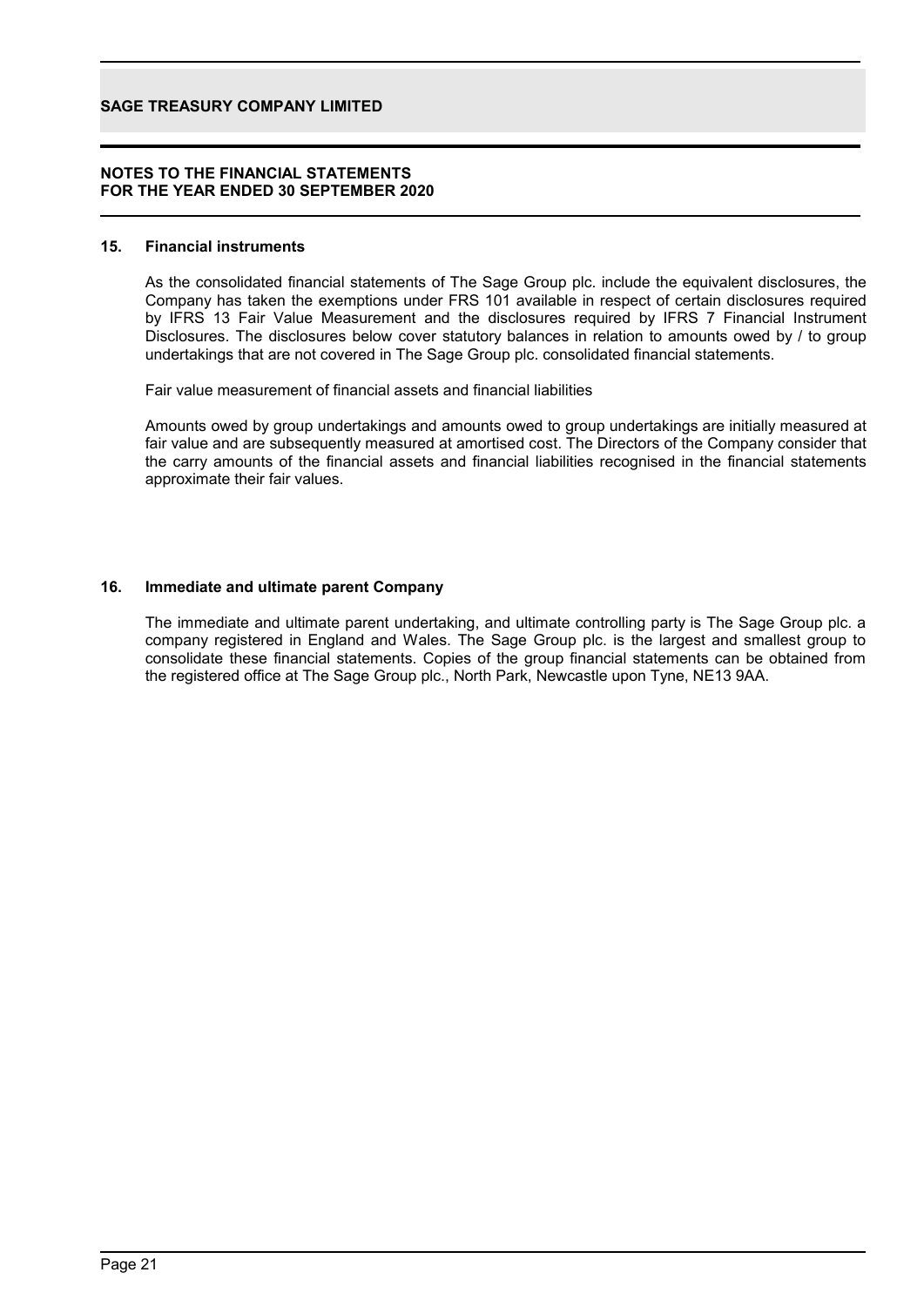## 15. Financial instruments

As the consolidated financial statements of The Sage Group plc. include the equivalent disclosures, the Company has taken the exemptions under FRS 101 available in respect of certain disclosures required by IFRS 13 Fair Value Measurement and the disclosures required by IFRS 7 Financial Instrument Disclosures. The disclosures below cover statutory balances in relation to amounts owed by / to group undertakings that are not covered in The Sage Group plc. consolidated financial statements.

Fair value measurement of financial assets and financial liabilities

Amounts owed by group undertakings and amounts owed to group undertakings are initially measured at fair value and are subsequently measured at amortised cost. The Directors of the Company consider that the carry amounts of the financial assets and financial liabilities recognised in the financial statements approximate their fair values.

## 16. Immediate and ultimate parent Company

The immediate and ultimate parent undertaking, and ultimate controlling party is The Sage Group plc. a company registered in England and Wales. The Sage Group plc. is the largest and smallest group to consolidate these financial statements. Copies of the group financial statements can be obtained from the registered office at The Sage Group plc., North Park, Newcastle upon Tyne, NE13 9AA.